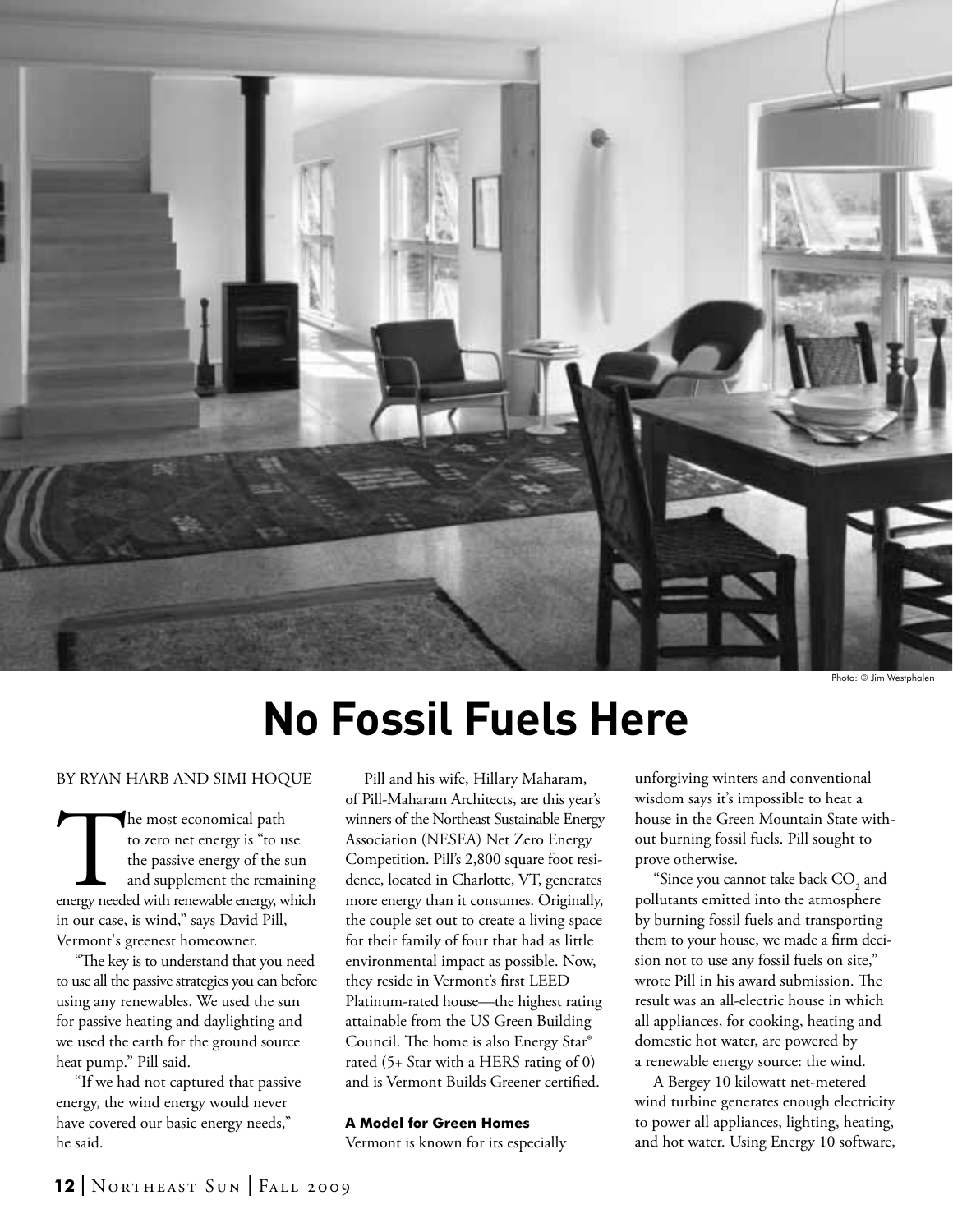Photo: © Jim Westphalen

# No Fossil Fuels Here

BY RYAN HARB AND SIMI HOQUE

The most economical path to zero net energy is "to use the passive energy of the sun and supplement the remaining energy needed with renewable energy, which in our case, is wind," says David Pill, Vermont's greenest homeowner.

"The key is to understand that you need to use all the passive strategies you can before using any renewables. We used the sun for passive heating and daylighting and we used the earth for the ground source heat pump." Pill said.

"If we had not captured that passive energy, the wind energy would never have covered our basic energy needs," he said.

Pill and his wife, Hillary Maharam, of Pill-Maharam Architects, are this year's winners of the Northeast Sustainable Energy Association (NESEA) Net Zero Energy Competition. Pill's 2,800 square foot residence, located in Charlotte, VT, generates more energy than it consumes. Originally, the couple set out to create a living space for their family of four that had as little environmental impact as possible. Now, they reside in Vermont's first LEED Platinum-rated house—the highest rating attainable from the US Green Building Council. The home is also Energy Star® rated (5+ Star with a HERS rating of 0) and is Vermont Builds Greener certified.

#### A Model for Green Homes

Vermont is known for its especially unforgiving winters and conventional wisdom says it's impossible to heat a house in the Green Mountain State without burning fossil fuels. Pill sought to prove otherwise.

"Since you cannot take back $CO_2$ and pollutants emitted into the atmosphere by burning fossil fuels and transporting them to your house, we made a firm decision not to use any fossil fuels on site," wrote Pill in his award submission. The result was an all-electric house in which all appliances, for cooking, heating and domestic hot water, are powered by a renewable energy source: the wind.

A Bergey 10 kilowatt net-metered wind turbine generates enough electricity to power all appliances, lighting, heating, and hot water. Using Energy 10 software,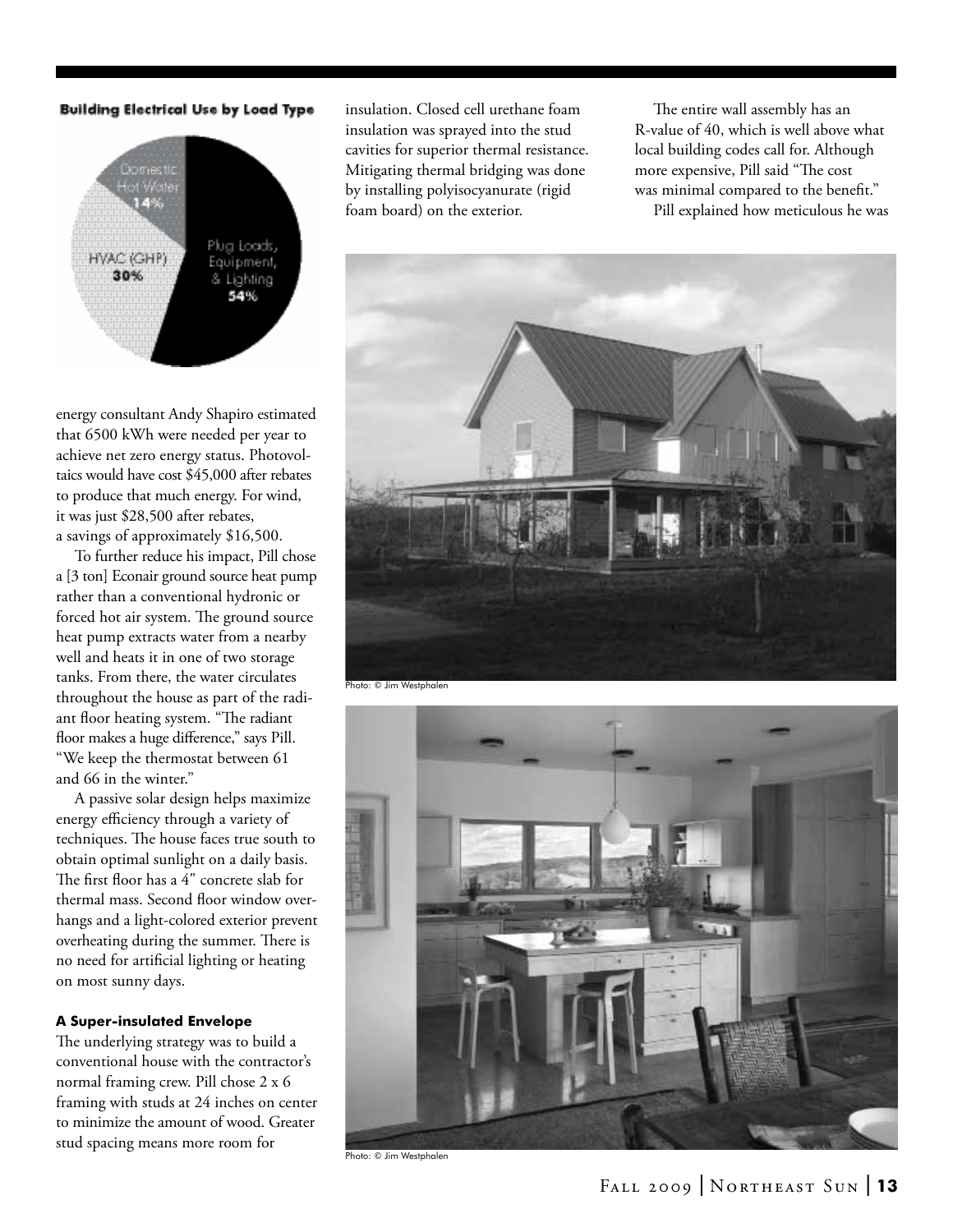**Building Electrical Use by Load Type**

Domestic Hot Water 14%
HVAC (GHP) 30%
Plug Loads, Equipment, & Lighting 54%

energy consultant Andy Shapiro estimated that 6500 kWh were needed per year to achieve net zero energy status. Photovoltaics would have cost $45,000 after rebates to produce that much energy. For wind, it was just $28,500 after rebates, a savings of approximately $16,500.

To further reduce his impact, Pill chose a [3 ton] Econair ground source heat pump rather than a conventional hydronic or forced hot air system. The ground source heat pump extracts water from a nearby well and heats it in one of two storage tanks. From there, the water circulates throughout the house as part of the radiant floor heating system. "The radiant floor makes a huge difference," says Pill. "We keep the thermostat between 61 and 66 in the winter."

A passive solar design helps maximize energy efficiency through a variety of techniques. The house faces true south to obtain optimal sunlight on a daily basis. The first floor has a 4" concrete slab for thermal mass. Second floor window overhangs and a light-colored exterior prevent overheating during the summer. There is no need for artificial lighting or heating on most sunny days.

#### A Super-insulated Envelope

The underlying strategy was to build a conventional house with the contractor's normal framing crew. Pill chose 2 x 6 framing with studs at 24 inches on center to minimize the amount of wood. Greater stud spacing means more room for insulation. Closed cell urethane foam insulation was sprayed into the stud cavities for superior thermal resistance. Mitigating thermal bridging was done by installing polyisocyanurate (rigid foam board) on the exterior.

The entire wall assembly has an R-value of 40, which is well above what local building codes call for. Although more expensive, Pill said "The cost was minimal compared to the benefit."

Pill explained how meticulous he was

Photo: © Jim Westphalen

Photo: © Jim Westphalen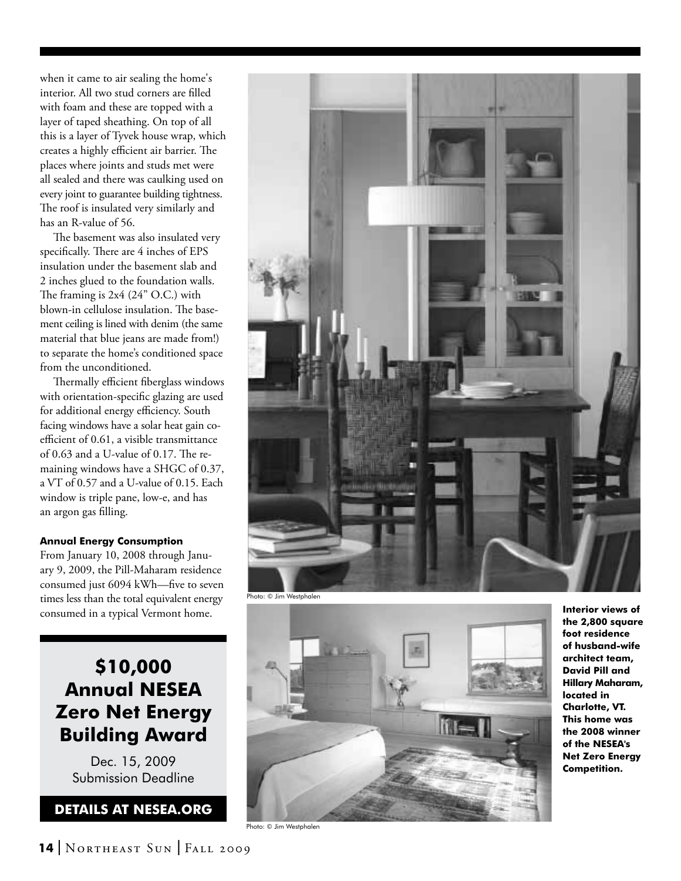when it came to air sealing the home's interior. All two stud corners are filled with foam and these are topped with a layer of taped sheathing. On top of all this is a layer of Tyvek house wrap, which creates a highly efficient air barrier. The places where joints and studs met were all sealed and there was caulking used on every joint to guarantee building tightness. The roof is insulated very similarly and has an R-value of 56.

The basement was also insulated very specifically. There are 4 inches of EPS insulation under the basement slab and 2 inches glued to the foundation walls. The framing is 2x4 (24" O.C.) with blown-in cellulose insulation. The basement ceiling is lined with denim (the same material that blue jeans are made from!) to separate the home's conditioned space from the unconditioned.

Thermally efficient fiberglass windows with orientation-specific glazing are used for additional energy efficiency. South facing windows have a solar heat gain coefficient of 0.61, a visible transmittance of 0.63 and a U-value of 0.17. The remaining windows have a SHGC of 0.37, a VT of 0.57 and a U-value of 0.15. Each window is triple pane, low-e, and has an argon gas filling.

#### Annual Energy Consumption

From January 10, 2008 through January 9, 2009, the Pill-Maharam residence consumed just 6094 kWh—five to seven times less than the total equivalent energy consumed in a typical Vermont home.

## $10,000 Annual NESEA Zero Net Energy Building Award

Dec. 15, 2009
Submission Deadline

**DETAILS AT NESEA.ORG**

Photo: © Jim Westphalen

Photo: © Jim Westphalen

**Interior views of the 2,800 square foot residence of husband-wife architect team, David Pill and Hillary Maharam, located in Charlotte, VT. This home was the 2008 winner of the NESEA's Net Zero Energy Competition.**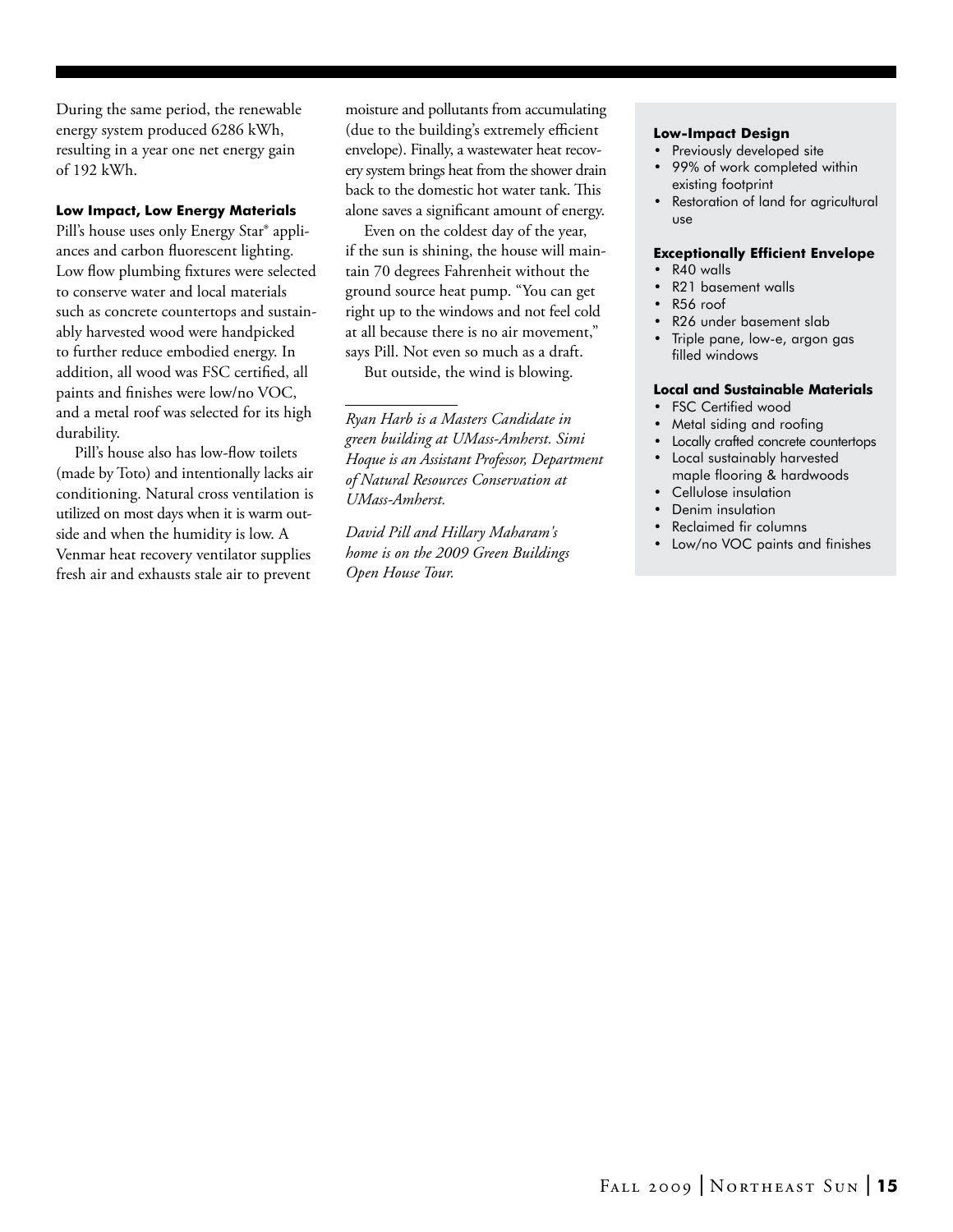During the same period, the renewable energy system produced 6286 kWh, resulting in a year one net energy gain of 192 kWh.

**Low Impact, Low Energy Materials**

Pill's house uses only Energy Star® appliances and carbon fluorescent lighting. Low flow plumbing fixtures were selected to conserve water and local materials such as concrete countertops and sustainably harvested wood were handpicked to further reduce embodied energy. In addition, all wood was FSC certified, all paints and finishes were low/no VOC, and a metal roof was selected for its high durability.

Pill's house also has low-flow toilets (made by Toto) and intentionally lacks air conditioning. Natural cross ventilation is utilized on most days when it is warm outside and when the humidity is low. A Venmar heat recovery ventilator supplies fresh air and exhausts stale air to prevent moisture and pollutants from accumulating (due to the building's extremely efficient envelope). Finally, a wastewater heat recovery system brings heat from the shower drain back to the domestic hot water tank. This alone saves a significant amount of energy.

Even on the coldest day of the year, if the sun is shining, the house will maintain 70 degrees Fahrenheit without the ground source heat pump. "You can get right up to the windows and not feel cold at all because there is no air movement," says Pill. Not even so much as a draft.

But outside, the wind is blowing.

---

*Ryan Harb is a Masters Candidate in green building at UMass-Amherst. Simi Hoque is an Assistant Professor, Department of Natural Resources Conservation at UMass-Amherst.*

*David Pill and Hillary Maharam's home is on the 2009 Green Buildings Open House Tour.*

**Low-Impact Design**

- Previously developed site
- 99% of work completed within existing footprint
- Restoration of land for agricultural use

**Exceptionally Efficient Envelope**

- R40 walls
- R21 basement walls
- R56 roof
- R26 under basement slab
- Triple pane, low-e, argon gas filled windows

**Local and Sustainable Materials**

- FSC Certified wood
- Metal siding and roofing
- Locally crafted concrete countertops
- Local sustainably harvested maple flooring & hardwoods
- Cellulose insulation
- Denim insulation
- Reclaimed fir columns
- Low/no VOC paints and finishes